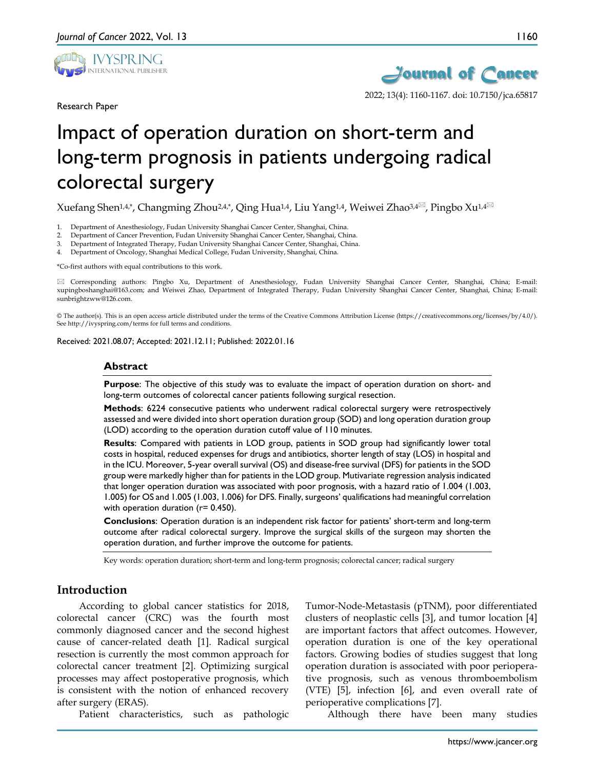Research Paper

# Impact of operation duration on short-term and long-term prognosis in patients undergoing radical colorectal surgery

Xuefang Shen[1,4,*], Changming Zhou[2,4,*], Qing Hua[1,4], Liu Yang[1,4], Weiwei Zhao[3,4], Pingbo Xu[1,4]

1. Department of Anesthesiology, Fudan University Shanghai Cancer Center, Shanghai, China.
2. Department of Cancer Prevention, Fudan University Shanghai Cancer Center, Shanghai, China.
3. Department of Integrated Therapy, Fudan University Shanghai Cancer Center, Shanghai, China.
4. Department of Oncology, Shanghai Medical College, Fudan University, Shanghai, China.

*Co-first authors with equal contributions to this work.

Corresponding authors: Pingbo Xu, Department of Anesthesiology, Fudan University Shanghai Cancer Center, Shanghai, China; E-mail: xupingboshanghai@163.com; and Weiwei Zhao, Department of Integrated Therapy, Fudan University Shanghai Cancer Center, Shanghai, China; E-mail: sunbrightzww@126.com.

© The author(s). This is an open access article distributed under the terms of the Creative Commons Attribution License (https://creativecommons.org/licenses/by/4.0/). See http://ivyspring.com/terms for full terms and conditions.

Received: 2021.08.07; Accepted: 2021.12.11; Published: 2022.01.16

## Abstract

**Purpose**: The objective of this study was to evaluate the impact of operation duration on short- and long-term outcomes of colorectal cancer patients following surgical resection.

**Methods**: 6224 consecutive patients who underwent radical colorectal surgery were retrospectively assessed and were divided into short operation duration group (SOD) and long operation duration group (LOD) according to the operation duration cutoff value of 110 minutes.

**Results**: Compared with patients in LOD group, patients in SOD group had significantly lower total costs in hospital, reduced expenses for drugs and antibiotics, shorter length of stay (LOS) in hospital and in the ICU. Moreover, 5-year overall survival (OS) and disease-free survival (DFS) for patients in the SOD group were markedly higher than for patients in the LOD group. Mutivariate regression analysis indicated that longer operation duration was associated with poor prognosis, with a hazard ratio of 1.004 (1.003, 1.005) for OS and 1.005 (1.003, 1.006) for DFS. Finally, surgeons' qualifications had meaningful correlation with operation duration (r= 0.450).

**Conclusions**: Operation duration is an independent risk factor for patients' short-term and long-term outcome after radical colorectal surgery. Improve the surgical skills of the surgeon may shorten the operation duration, and further improve the outcome for patients.

Key words: operation duration; short-term and long-term prognosis; colorectal cancer; radical surgery

## Introduction

According to global cancer statistics for 2018, colorectal cancer (CRC) was the fourth most commonly diagnosed cancer and the second highest cause of cancer-related death [1]. Radical surgical resection is currently the most common approach for colorectal cancer treatment [2]. Optimizing surgical processes may affect postoperative prognosis, which is consistent with the notion of enhanced recovery after surgery (ERAS).

Patient characteristics, such as pathologic Tumor-Node-Metastasis (pTNM), poor differentiated clusters of neoplastic cells [3], and tumor location [4] are important factors that affect outcomes. However, operation duration is one of the key operational factors. Growing bodies of studies suggest that long operation duration is associated with poor perioperative prognosis, such as venous thromboembolism (VTE) [5], infection [6], and even overall rate of perioperative complications [7].

Although there have been many studies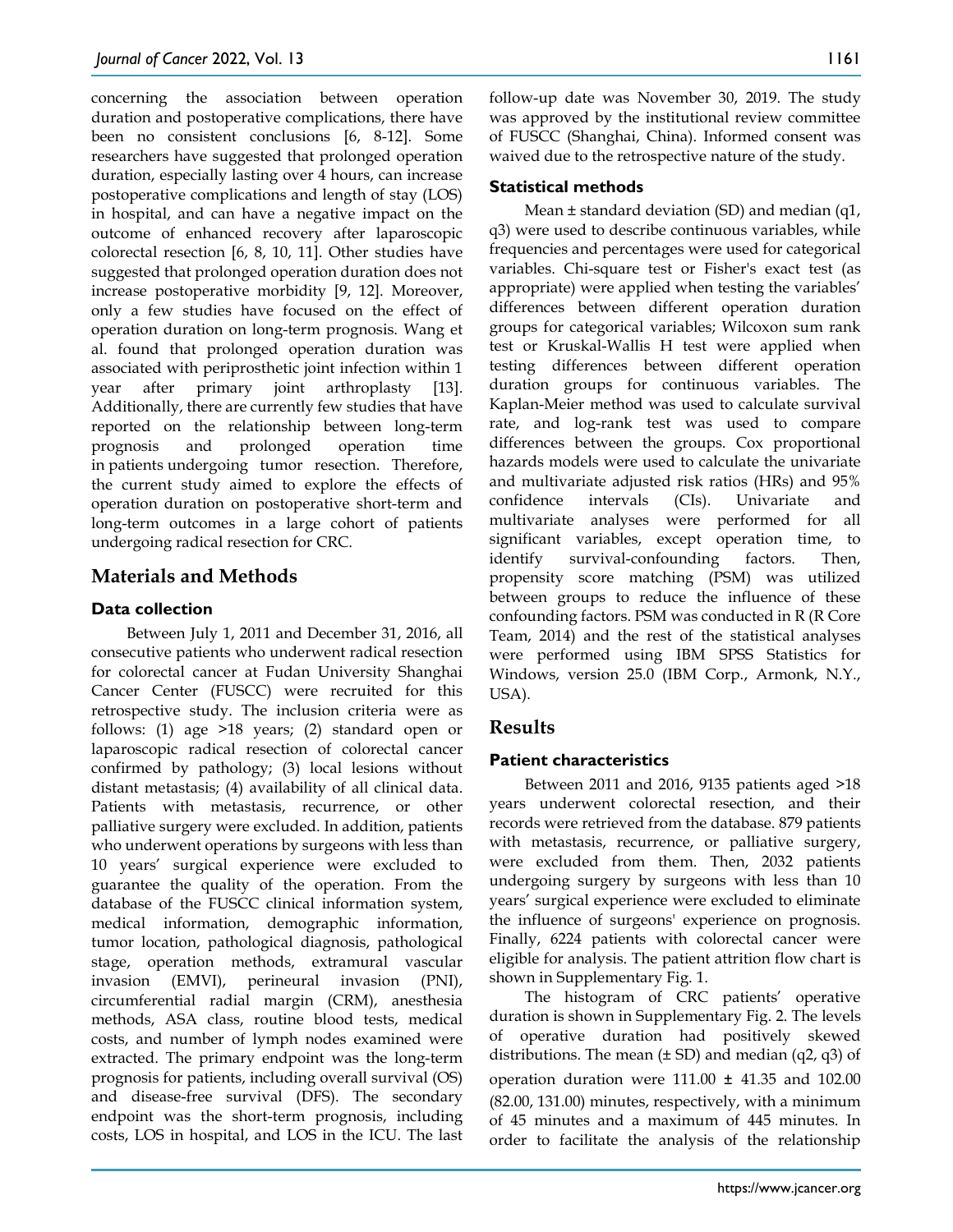concerning the association between operation duration and postoperative complications, there have been no consistent conclusions [6, 8-12]. Some researchers have suggested that prolonged operation duration, especially lasting over 4 hours, can increase postoperative complications and length of stay (LOS) in hospital, and can have a negative impact on the outcome of enhanced recovery after laparoscopic colorectal resection [6, 8, 10, 11]. Other studies have suggested that prolonged operation duration does not increase postoperative morbidity [9, 12]. Moreover, only a few studies have focused on the effect of operation duration on long-term prognosis. Wang et al. found that prolonged operation duration was associated with periprosthetic joint infection within 1 year after primary joint arthroplasty [13]. Additionally, there are currently few studies that have reported on the relationship between long-term prognosis and prolonged operation time in patients undergoing tumor resection. Therefore, the current study aimed to explore the effects of operation duration on postoperative short-term and long-term outcomes in a large cohort of patients undergoing radical resection for CRC.

## Materials and Methods

### Data collection

Between July 1, 2011 and December 31, 2016, all consecutive patients who underwent radical resection for colorectal cancer at Fudan University Shanghai Cancer Center (FUSCC) were recruited for this retrospective study. The inclusion criteria were as follows: (1) age >18 years; (2) standard open or laparoscopic radical resection of colorectal cancer confirmed by pathology; (3) local lesions without distant metastasis; (4) availability of all clinical data. Patients with metastasis, recurrence, or other palliative surgery were excluded. In addition, patients who underwent operations by surgeons with less than 10 years' surgical experience were excluded to guarantee the quality of the operation. From the database of the FUSCC clinical information system, medical information, demographic information, tumor location, pathological diagnosis, pathological stage, operation methods, extramural vascular invasion (EMVI), perineural invasion (PNI), circumferential radial margin (CRM), anesthesia methods, ASA class, routine blood tests, medical costs, and number of lymph nodes examined were extracted. The primary endpoint was the long-term prognosis for patients, including overall survival (OS) and disease-free survival (DFS). The secondary endpoint was the short-term prognosis, including costs, LOS in hospital, and LOS in the ICU. The last follow-up date was November 30, 2019. The study was approved by the institutional review committee of FUSCC (Shanghai, China). Informed consent was waived due to the retrospective nature of the study.

### Statistical methods

Mean ± standard deviation (SD) and median (q1, q3) were used to describe continuous variables, while frequencies and percentages were used for categorical variables. Chi-square test or Fisher's exact test (as appropriate) were applied when testing the variables' differences between different operation duration groups for categorical variables; Wilcoxon sum rank test or Kruskal-Wallis H test were applied when testing differences between different operation duration groups for continuous variables. The Kaplan-Meier method was used to calculate survival rate, and log-rank test was used to compare differences between the groups. Cox proportional hazards models were used to calculate the univariate and multivariate adjusted risk ratios (HRs) and 95% confidence intervals (CIs). Univariate and multivariate analyses were performed for all significant variables, except operation time, to identify survival-confounding factors. Then, propensity score matching (PSM) was utilized between groups to reduce the influence of these confounding factors. PSM was conducted in R (R Core Team, 2014) and the rest of the statistical analyses were performed using IBM SPSS Statistics for Windows, version 25.0 (IBM Corp., Armonk, N.Y., USA).

## Results

### Patient characteristics

Between 2011 and 2016, 9135 patients aged >18 years underwent colorectal resection, and their records were retrieved from the database. 879 patients with metastasis, recurrence, or palliative surgery, were excluded from them. Then, 2032 patients undergoing surgery by surgeons with less than 10 years' surgical experience were excluded to eliminate the influence of surgeons' experience on prognosis. Finally, 6224 patients with colorectal cancer were eligible for analysis. The patient attrition flow chart is shown in Supplementary Fig. 1.

The histogram of CRC patients' operative duration is shown in Supplementary Fig. 2. The levels of operative duration had positively skewed distributions. The mean (± SD) and median (q2, q3) of operation duration were 111.00 ± 41.35 and 102.00 (82.00, 131.00) minutes, respectively, with a minimum of 45 minutes and a maximum of 445 minutes. In order to facilitate the analysis of the relationship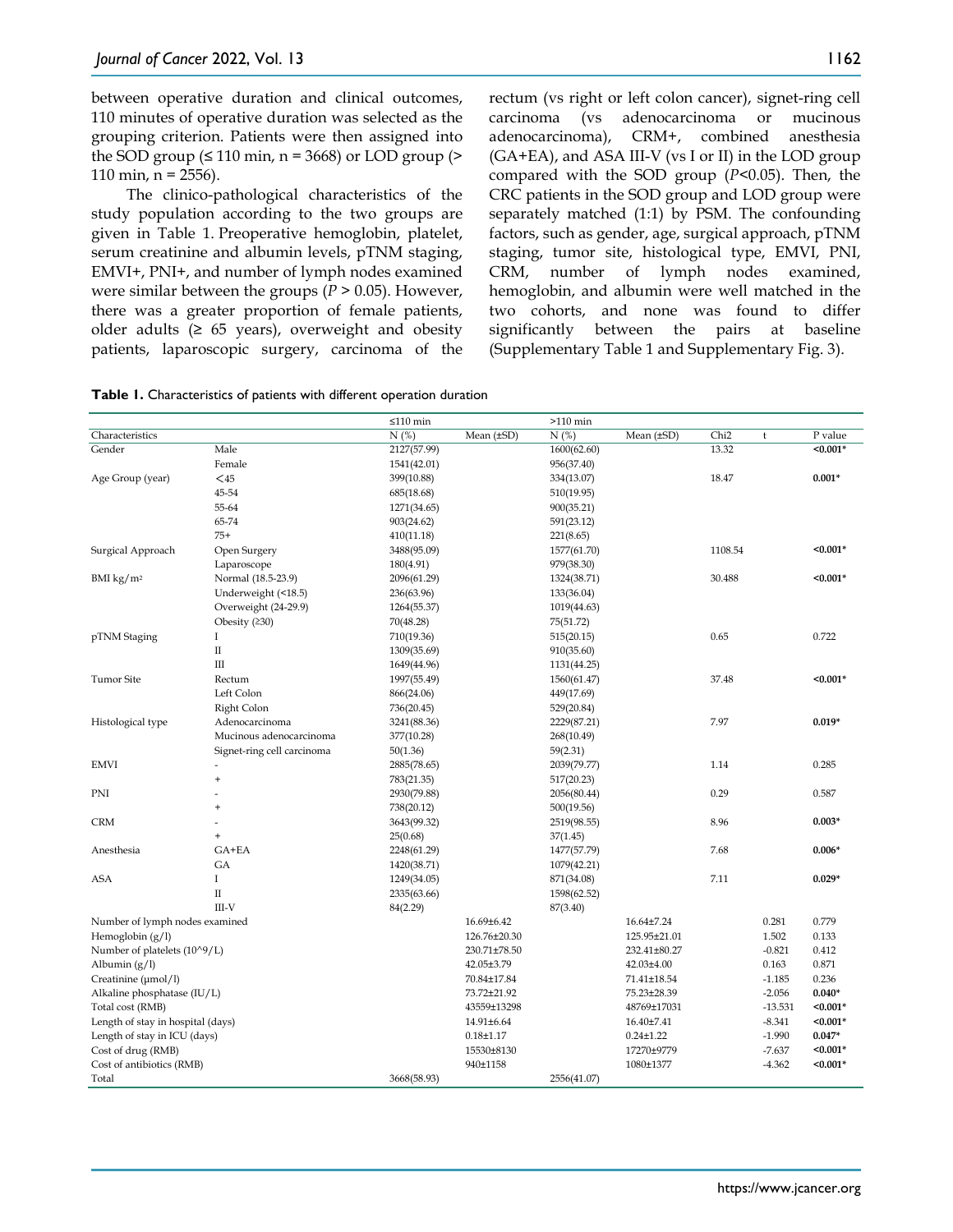between operative duration and clinical outcomes, 110 minutes of operative duration was selected as the grouping criterion. Patients were then assigned into the SOD group (≤ 110 min, n = 3668) or LOD group (> 110 min, n = 2556).

The clinico-pathological characteristics of the study population according to the two groups are given in Table 1. Preoperative hemoglobin, platelet, serum creatinine and albumin levels, pTNM staging, EMVI+, PNI+, and number of lymph nodes examined were similar between the groups ($P$ > 0.05). However, there was a greater proportion of female patients, older adults (≥ 65 years), overweight and obesity patients, laparoscopic surgery, carcinoma of the rectum (vs right or left colon cancer), signet-ring cell carcinoma (vs adenocarcinoma or mucinous adenocarcinoma), CRM+, combined anesthesia (GA+EA), and ASA III-V (vs I or II) in the LOD group compared with the SOD group ($P$<0.05). Then, the CRC patients in the SOD group and LOD group were separately matched (1:1) by PSM. The confounding factors, such as gender, age, surgical approach, pTNM staging, tumor site, histological type, EMVI, PNI, CRM, number of lymph nodes examined, hemoglobin, and albumin were well matched in the two cohorts, and none was found to differ significantly between the pairs at baseline (Supplementary Table 1 and Supplementary Fig. 3).

**Table 1.** Characteristics of patients with different operation duration

| | | ≤110 min | | >110 min | | | | |
|---|---|---|---|---|---|---|---|---|
| Characteristics | | N (%) | Mean (±SD) | N (%) | Mean (±SD) | Chi2 | t | P value |
| Gender | Male | 2127(57.99) | | 1600(62.60) | | 13.32 | | **<0.001*** |
| | Female | 1541(42.01) | | 956(37.40) | | | | |
| Age Group (year) | <45 | 399(10.88) | | 334(13.07) | | 18.47 | | **0.001*** |
| | 45-54 | 685(18.68) | | 510(19.95) | | | | |
| | 55-64 | 1271(34.65) | | 900(35.21) | | | | |
| | 65-74 | 903(24.62) | | 591(23.12) | | | | |
| | 75+ | 410(11.18) | | 221(8.65) | | | | |
| Surgical Approach | Open Surgery | 3488(95.09) | | 1577(61.70) | | 1108.54 | | **<0.001*** |
| | Laparoscope | 180(4.91) | | 979(38.30) | | | | |
| BMI kg/m² | Normal (18.5-23.9) | 2096(61.29) | | 1324(38.71) | | 30.488 | | **<0.001*** |
| | Underweight (<18.5) | 236(63.96) | | 133(36.04) | | | | |
| | Overweight (24-29.9) | 1264(55.37) | | 1019(44.63) | | | | |
| | Obesity (≥30) | 70(48.28) | | 75(51.72) | | | | |
| pTNM Staging | I | 710(19.36) | | 515(20.15) | | 0.65 | | 0.722 |
| | II | 1309(35.69) | | 910(35.60) | | | | |
| | III | 1649(44.96) | | 1131(44.25) | | | | |
| Tumor Site | Rectum | 1997(55.49) | | 1560(61.47) | | 37.48 | | **<0.001*** |
| | Left Colon | 866(24.06) | | 449(17.69) | | | | |
| | Right Colon | 736(20.45) | | 529(20.84) | | | | |
| Histological type | Adenocarcinoma | 3241(88.36) | | 2229(87.21) | | 7.97 | | **0.019*** |
| | Mucinous adenocarcinoma | 377(10.28) | | 268(10.49) | | | | |
| | Signet-ring cell carcinoma | 50(1.36) | | 59(2.31) | | | | |
| EMVI | - | 2885(78.65) | | 2039(79.77) | | 1.14 | | 0.285 |
| | + | 783(21.35) | | 517(20.23) | | | | |
| PNI | - | 2930(79.88) | | 2056(80.44) | | 0.29 | | 0.587 |
| | + | 738(20.12) | | 500(19.56) | | | | |
| CRM | - | 3643(99.32) | | 2519(98.55) | | 8.96 | | **0.003*** |
| | + | 25(0.68) | | 37(1.45) | | | | |
| Anesthesia | GA+EA | 2248(61.29) | | 1477(57.79) | | 7.68 | | **0.006*** |
| | GA | 1420(38.71) | | 1079(42.21) | | | | |
| ASA | I | 1249(34.05) | | 871(34.08) | | 7.11 | | **0.029*** |
| | II | 2335(63.66) | | 1598(62.52) | | | | |
| | III-V | 84(2.29) | | 87(3.40) | | | | |
| Number of lymph nodes examined | | | 16.69±6.42 | | 16.64±7.24 | | 0.281 | 0.779 |
| Hemoglobin (g/l) | | | 126.76±20.30 | | 125.95±21.01 | | 1.502 | 0.133 |
| Number of platelets (10^9/L) | | | 230.71±78.50 | | 232.41±80.27 | | -0.821 | 0.412 |
| Albumin (g/l) | | | 42.05±3.79 | | 42.03±4.00 | | 0.163 | 0.871 |
| Creatinine (μmol/l) | | | 70.84±17.84 | | 71.41±18.54 | | -1.185 | 0.236 |
| Alkaline phosphatase (IU/L) | | | 73.72±21.92 | | 75.23±28.39 | | -2.056 | **0.040*** |
| Total cost (RMB) | | | 43559±13298 | | 48769±17031 | | -13.531 | **<0.001*** |
| Length of stay in hospital (days) | | | 14.91±6.64 | | 16.40±7.41 | | -8.341 | **<0.001*** |
| Length of stay in ICU (days) | | | 0.18±1.17 | | 0.24±1.22 | | -1.990 | **0.047*** |
| Cost of drug (RMB) | | | 15530±8130 | | 17270±9779 | | -7.637 | **<0.001*** |
| Cost of antibiotics (RMB) | | | 940±1158 | | 1080±1377 | | -4.362 | **<0.001*** |
| Total | | 3668(58.93) | | 2556(41.07) | | | | |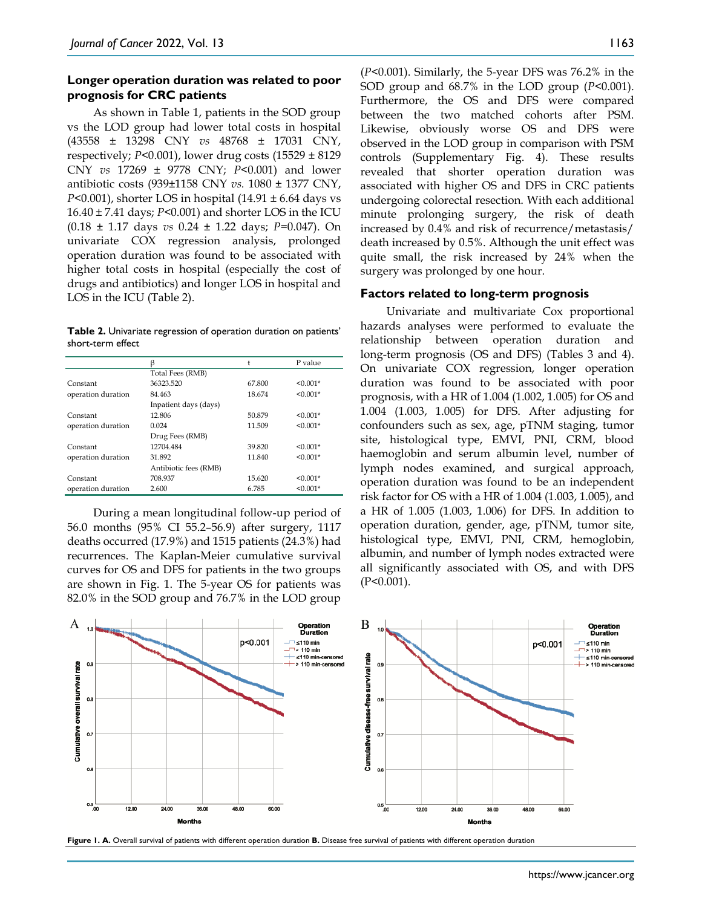### Longer operation duration was related to poor prognosis for CRC patients

As shown in Table 1, patients in the SOD group vs the LOD group had lower total costs in hospital (43558 ± 13298 CNY *vs* 48768 ± 17031 CNY, respectively; *P*<0.001), lower drug costs (15529 ± 8129 CNY *vs* 17269 ± 9778 CNY; *P*<0.001) and lower antibiotic costs (939±1158 CNY *vs.* 1080 ± 1377 CNY, *P*<0.001), shorter LOS in hospital (14.91 ± 6.64 days vs 16.40 ± 7.41 days; *P*<0.001) and shorter LOS in the ICU (0.18 ± 1.17 days *vs* 0.24 ± 1.22 days; *P*=0.047). On univariate COX regression analysis, prolonged operation duration was found to be associated with higher total costs in hospital (especially the cost of drugs and antibiotics) and longer LOS in hospital and LOS in the ICU (Table 2).

**Table 2.** Univariate regression of operation duration on patients' short-term effect

| | β | t | P value |
|---|---|---|---|
| | Total Fees (RMB) | | |
| Constant | 36323.520 | 67.800 | <0.001* |
| operation duration | 84.463 | 18.674 | <0.001* |
| | Inpatient days (days) | | |
| Constant | 12.806 | 50.879 | <0.001* |
| operation duration | 0.024 | 11.509 | <0.001* |
| | Drug Fees (RMB) | | |
| Constant | 12704.484 | 39.820 | <0.001* |
| operation duration | 31.892 | 11.840 | <0.001* |
| | Antibiotic fees (RMB) | | |
| Constant | 708.937 | 15.620 | <0.001* |
| operation duration | 2.600 | 6.785 | <0.001* |

During a mean longitudinal follow-up period of 56.0 months (95% CI 55.2–56.9) after surgery, 1117 deaths occurred (17.9%) and 1515 patients (24.3%) had recurrences. The Kaplan-Meier cumulative survival curves for OS and DFS for patients in the two groups are shown in Fig. 1. The 5-year OS for patients was 82.0% in the SOD group and 76.7% in the LOD group (*P*<0.001). Similarly, the 5-year DFS was 76.2% in the SOD group and 68.7% in the LOD group (*P*<0.001). Furthermore, the OS and DFS were compared between the two matched cohorts after PSM. Likewise, obviously worse OS and DFS were observed in the LOD group in comparison with PSM controls (Supplementary Fig. 4). These results revealed that shorter operation duration was associated with higher OS and DFS in CRC patients undergoing colorectal resection. With each additional minute prolonging surgery, the risk of death increased by 0.4% and risk of recurrence/metastasis/death increased by 0.5%. Although the unit effect was quite small, the risk increased by 24% when the surgery was prolonged by one hour.

### Factors related to long-term prognosis

Univariate and multivariate Cox proportional hazards analyses were performed to evaluate the relationship between operation duration and long-term prognosis (OS and DFS) (Tables 3 and 4). On univariate COX regression, longer operation duration was found to be associated with poor prognosis, with a HR of 1.004 (1.002, 1.005) for OS and 1.004 (1.003, 1.005) for DFS. After adjusting for confounders such as sex, age, pTNM staging, tumor site, histological type, EMVI, PNI, CRM, blood haemoglobin and serum albumin level, number of lymph nodes examined, and surgical approach, operation duration was found to be an independent risk factor for OS with a HR of 1.004 (1.003, 1.005), and a HR of 1.005 (1.003, 1.006) for DFS. In addition to operation duration, gender, age, pTNM, tumor site, histological type, EMVI, PNI, CRM, hemoglobin, albumin, and number of lymph nodes extracted were all significantly associated with OS, and with DFS (P<0.001).

**Figure 1. A.** Overall survival of patients with different operation duration **B.** Disease free survival of patients with different operation duration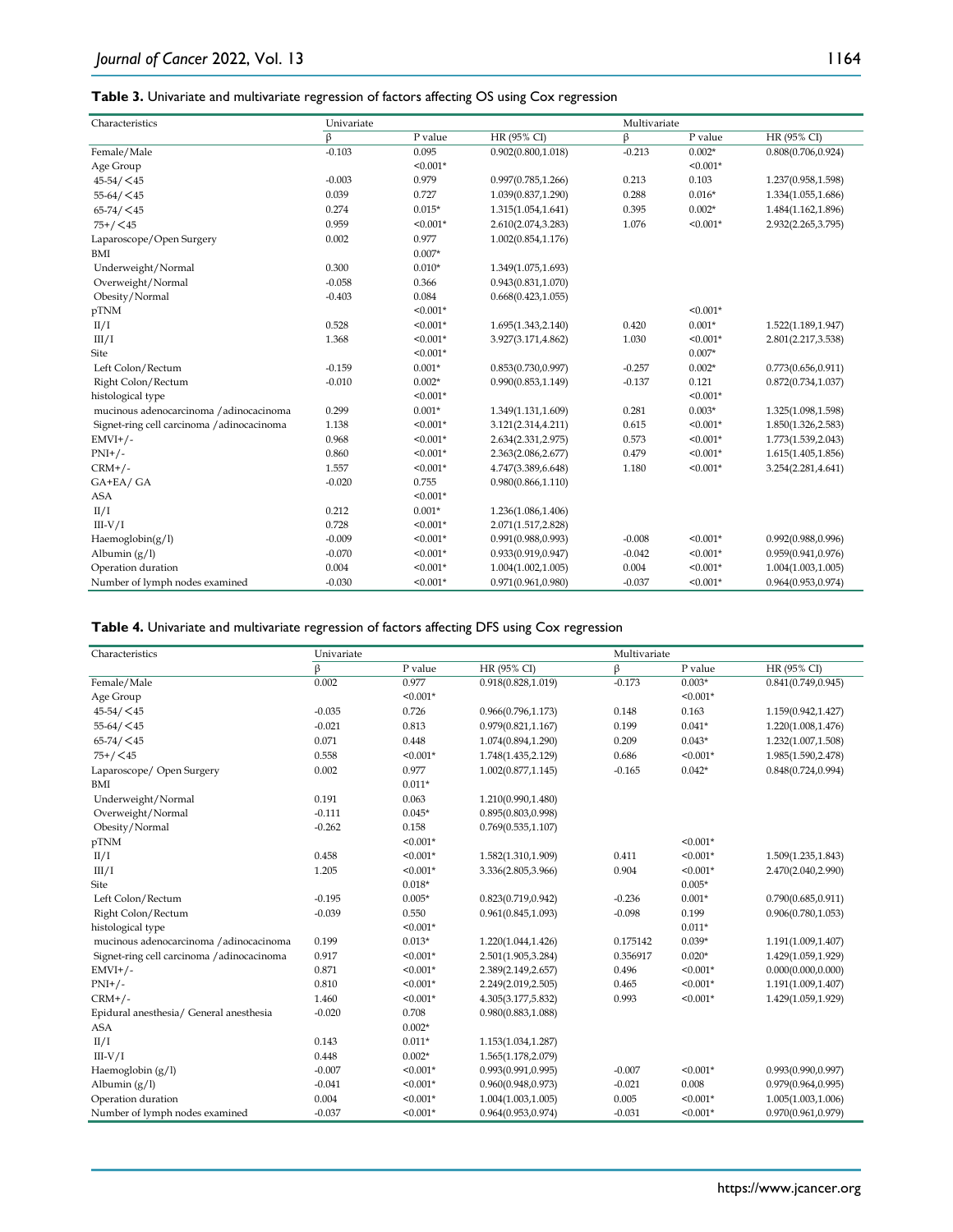**Table 3.** Univariate and multivariate regression of factors affecting OS using Cox regression

| Characteristics | Univariate | | | Multivariate | | |
|---|---|---|---|---|---|---|
| | β | P value | HR (95% CI) | β | P value | HR (95% CI) |
| Female/Male | -0.103 | 0.095 | 0.902(0.800,1.018) | -0.213 | 0.002* | 0.808(0.706,0.924) |
| Age Group | | <0.001* | | | <0.001* | |
| 45-54/<45 | -0.003 | 0.979 | 0.997(0.785,1.266) | 0.213 | 0.103 | 1.237(0.958,1.598) |
| 55-64/<45 | 0.039 | 0.727 | 1.039(0.837,1.290) | 0.288 | 0.016* | 1.334(1.055,1.686) |
| 65-74/<45 | 0.274 | 0.015* | 1.315(1.054,1.641) | 0.395 | 0.002* | 1.484(1.162,1.896) |
| 75+/<45 | 0.959 | <0.001* | 2.610(2.074,3.283) | 1.076 | <0.001* | 2.932(2.265,3.795) |
| Laparoscope/Open Surgery | 0.002 | 0.977 | 1.002(0.854,1.176) | | | |
| BMI | | 0.007* | | | | |
| Underweight/Normal | 0.300 | 0.010* | 1.349(1.075,1.693) | | | |
| Overweight/Normal | -0.058 | 0.366 | 0.943(0.831,1.070) | | | |
| Obesity/Normal | -0.403 | 0.084 | 0.668(0.423,1.055) | | | |
| pTNM | | <0.001* | | | <0.001* | |
| II/I | 0.528 | <0.001* | 1.695(1.343,2.140) | 0.420 | 0.001* | 1.522(1.189,1.947) |
| III/I | 1.368 | <0.001* | 3.927(3.171,4.862) | 1.030 | <0.001* | 2.801(2.217,3.538) |
| Site | | <0.001* | | | 0.007* | |
| Left Colon/Rectum | -0.159 | 0.001* | 0.853(0.730,0.997) | -0.257 | 0.002* | 0.773(0.656,0.911) |
| Right Colon/Rectum | -0.010 | 0.002* | 0.990(0.853,1.149) | -0.137 | 0.121 | 0.872(0.734,1.037) |
| histological type | | <0.001* | | | <0.001* | |
| mucinous adenocarcinoma /adinocacinoma | 0.299 | 0.001* | 1.349(1.131,1.609) | 0.281 | 0.003* | 1.325(1.098,1.598) |
| Signet-ring cell carcinoma /adinocacinoma | 1.138 | <0.001* | 3.121(2.314,4.211) | 0.615 | <0.001* | 1.850(1.326,2.583) |
| EMVI+/- | 0.968 | <0.001* | 2.634(2.331,2.975) | 0.573 | <0.001* | 1.773(1.539,2.043) |
| PNI+/- | 0.860 | <0.001* | 2.363(2.086,2.677) | 0.479 | <0.001* | 1.615(1.405,1.856) |
| CRM+/- | 1.557 | <0.001* | 4.747(3.389,6.648) | 1.180 | <0.001* | 3.254(2.281,4.641) |
| GA+EA/ GA | -0.020 | 0.755 | 0.980(0.866,1.110) | | | |
| ASA | | <0.001* | | | | |
| II/I | 0.212 | 0.001* | 1.236(1.086,1.406) | | | |
| III-V/I | 0.728 | <0.001* | 2.071(1.517,2.828) | | | |
| Haemoglobin(g/l) | -0.009 | <0.001* | 0.991(0.988,0.993) | -0.008 | <0.001* | 0.992(0.988,0.996) |
| Albumin (g/l) | -0.070 | <0.001* | 0.933(0.919,0.947) | -0.042 | <0.001* | 0.959(0.941,0.976) |
| Operation duration | 0.004 | <0.001* | 1.004(1.002,1.005) | 0.004 | <0.001* | 1.004(1.003,1.005) |
| Number of lymph nodes examined | -0.030 | <0.001* | 0.971(0.961,0.980) | -0.037 | <0.001* | 0.964(0.953,0.974) |

**Table 4.** Univariate and multivariate regression of factors affecting DFS using Cox regression

| Characteristics | Univariate | | | Multivariate | | |
|---|---|---|---|---|---|---|
| | β | P value | HR (95% CI) | β | P value | HR (95% CI) |
| Female/Male | 0.002 | 0.977 | 0.918(0.828,1.019) | -0.173 | 0.003* | 0.841(0.749,0.945) |
| Age Group | | <0.001* | | | <0.001* | |
| 45-54/<45 | -0.035 | 0.726 | 0.966(0.796,1.173) | 0.148 | 0.163 | 1.159(0.942,1.427) |
| 55-64/<45 | -0.021 | 0.813 | 0.979(0.821,1.167) | 0.199 | 0.041* | 1.220(1.008,1.476) |
| 65-74/<45 | 0.071 | 0.448 | 1.074(0.894,1.290) | 0.209 | 0.043* | 1.232(1.007,1.508) |
| 75+/<45 | 0.558 | <0.001* | 1.748(1.435,2.129) | 0.686 | <0.001* | 1.985(1.590,2.478) |
| Laparoscope/ Open Surgery | 0.002 | 0.977 | 1.002(0.877,1.145) | -0.165 | 0.042* | 0.848(0.724,0.994) |
| BMI | | 0.011* | | | | |
| Underweight/Normal | 0.191 | 0.063 | 1.210(0.990,1.480) | | | |
| Overweight/Normal | -0.111 | 0.045* | 0.895(0.803,0.998) | | | |
| Obesity/Normal | -0.262 | 0.158 | 0.769(0.535,1.107) | | | |
| pTNM | | <0.001* | | | <0.001* | |
| II/I | 0.458 | <0.001* | 1.582(1.310,1.909) | 0.411 | <0.001* | 1.509(1.235,1.843) |
| III/I | 1.205 | <0.001* | 3.336(2.805,3.966) | 0.904 | <0.001* | 2.470(2.040,2.990) |
| Site | | 0.018* | | | 0.005* | |
| Left Colon/Rectum | -0.195 | 0.005* | 0.823(0.719,0.942) | -0.236 | 0.001* | 0.790(0.685,0.911) |
| Right Colon/Rectum | -0.039 | 0.550 | 0.961(0.845,1.093) | -0.098 | 0.199 | 0.906(0.780,1.053) |
| histological type | | <0.001* | | | 0.011* | |
| mucinous adenocarcinoma /adinocacinoma | 0.199 | 0.013* | 1.220(1.044,1.426) | 0.175142 | 0.039* | 1.191(1.009,1.407) |
| Signet-ring cell carcinoma /adinocacinoma | 0.917 | <0.001* | 2.501(1.905,3.284) | 0.356917 | 0.020* | 1.429(1.059,1.929) |
| EMVI+/- | 0.871 | <0.001* | 2.389(2.149,2.657) | 0.496 | <0.001* | 0.000(0.000,0.000) |
| PNI+/- | 0.810 | <0.001* | 2.249(2.019,2.505) | 0.465 | <0.001* | 1.191(1.009,1.407) |
| CRM+/- | 1.460 | <0.001* | 4.305(3.177,5.832) | 0.993 | <0.001* | 1.429(1.059,1.929) |
| Epidural anesthesia/ General anesthesia | -0.020 | 0.708 | 0.980(0.883,1.088) | | | |
| ASA | | 0.002* | | | | |
| II/I | 0.143 | 0.011* | 1.153(1.034,1.287) | | | |
| III-V/I | 0.448 | 0.002* | 1.565(1.178,2.079) | | | |
| Haemoglobin (g/l) | -0.007 | <0.001* | 0.993(0.991,0.995) | -0.007 | <0.001* | 0.993(0.990,0.997) |
| Albumin (g/l) | -0.041 | <0.001* | 0.960(0.948,0.973) | -0.021 | 0.008 | 0.979(0.964,0.995) |
| Operation duration | 0.004 | <0.001* | 1.004(1.003,1.005) | 0.005 | <0.001* | 1.005(1.003,1.006) |
| Number of lymph nodes examined | -0.037 | <0.001* | 0.964(0.953,0.974) | -0.031 | <0.001* | 0.970(0.961,0.979) |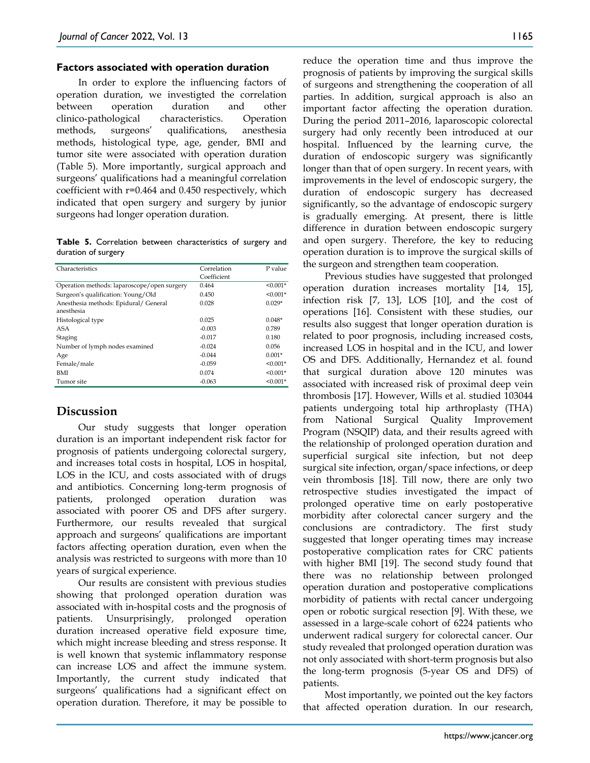### Factors associated with operation duration

In order to explore the influencing factors of operation duration, we investigted the correlation between operation duration and other clinico-pathological characteristics. Operation methods, surgeons' qualifications, anesthesia methods, histological type, age, gender, BMI and tumor site were associated with operation duration (Table 5). More importantly, surgical approach and surgeons' qualifications had a meaningful correlation coefficient with r=0.464 and 0.450 respectively, which indicated that open surgery and surgery by junior surgeons had longer operation duration.

**Table 5.** Correlation between characteristics of surgery and duration of surgery

| Characteristics | Correlation Coefficient | P value |
|---|---|---|
| Operation methods: laparoscope/open surgery | 0.464 | <0.001* |
| Surgeon's qualification: Young/Old | 0.450 | <0.001* |
| Anesthesia methods: Epidural/ General anesthesia | 0.028 | 0.029* |
| Histological type | 0.025 | 0.048* |
| ASA | -0.003 | 0.789 |
| Staging | -0.017 | 0.180 |
| Number of lymph nodes examined | -0.024 | 0.056 |
| Age | -0.044 | 0.001* |
| Female/male | -0.059 | <0.001* |
| BMI | 0.074 | <0.001* |
| Tumor site | -0.063 | <0.001* |

## Discussion

Our study suggests that longer operation duration is an important independent risk factor for prognosis of patients undergoing colorectal surgery, and increases total costs in hospital, LOS in hospital, LOS in the ICU, and costs associated with of drugs and antibiotics. Concerning long-term prognosis of patients, prolonged operation duration was associated with poorer OS and DFS after surgery. Furthermore, our results revealed that surgical approach and surgeons' qualifications are important factors affecting operation duration, even when the analysis was restricted to surgeons with more than 10 years of surgical experience.

Our results are consistent with previous studies showing that prolonged operation duration was associated with in-hospital costs and the prognosis of patients. Unsurprisingly, prolonged operation duration increased operative field exposure time, which might increase bleeding and stress response. It is well known that systemic inflammatory response can increase LOS and affect the immune system. Importantly, the current study indicated that surgeons' qualifications had a significant effect on operation duration. Therefore, it may be possible to reduce the operation time and thus improve the prognosis of patients by improving the surgical skills of surgeons and strengthening the cooperation of all parties. In addition, surgical approach is also an important factor affecting the operation duration. During the period 2011–2016, laparoscopic colorectal surgery had only recently been introduced at our hospital. Influenced by the learning curve, the duration of endoscopic surgery was significantly longer than that of open surgery. In recent years, with improvements in the level of endoscopic surgery, the duration of endoscopic surgery has decreased significantly, so the advantage of endoscopic surgery is gradually emerging. At present, there is little difference in duration between endoscopic surgery and open surgery. Therefore, the key to reducing operation duration is to improve the surgical skills of the surgeon and strengthen team cooperation.

Previous studies have suggested that prolonged operation duration increases mortality [14, 15], infection risk [7, 13], LOS [10], and the cost of operations [16]. Consistent with these studies, our results also suggest that longer operation duration is related to poor prognosis, including increased costs, increased LOS in hospital and in the ICU, and lower OS and DFS. Additionally, Hernandez et al. found that surgical duration above 120 minutes was associated with increased risk of proximal deep vein thrombosis [17]. However, Wills et al. studied 103044 patients undergoing total hip arthroplasty (THA) from National Surgical Quality Improvement Program (NSQIP) data, and their results agreed with the relationship of prolonged operation duration and superficial surgical site infection, but not deep surgical site infection, organ/space infections, or deep vein thrombosis [18]. Till now, there are only two retrospective studies investigated the impact of prolonged operative time on early postoperative morbidity after colorectal cancer surgery and the conclusions are contradictory. The first study suggested that longer operating times may increase postoperative complication rates for CRC patients with higher BMI [19]. The second study found that there was no relationship between prolonged operation duration and postoperative complications morbidity of patients with rectal cancer undergoing open or robotic surgical resection [9]. With these, we assessed in a large-scale cohort of 6224 patients who underwent radical surgery for colorectal cancer. Our study revealed that prolonged operation duration was not only associated with short-term prognosis but also the long-term prognosis (5-year OS and DFS) of patients.

Most importantly, we pointed out the key factors that affected operation duration. In our research,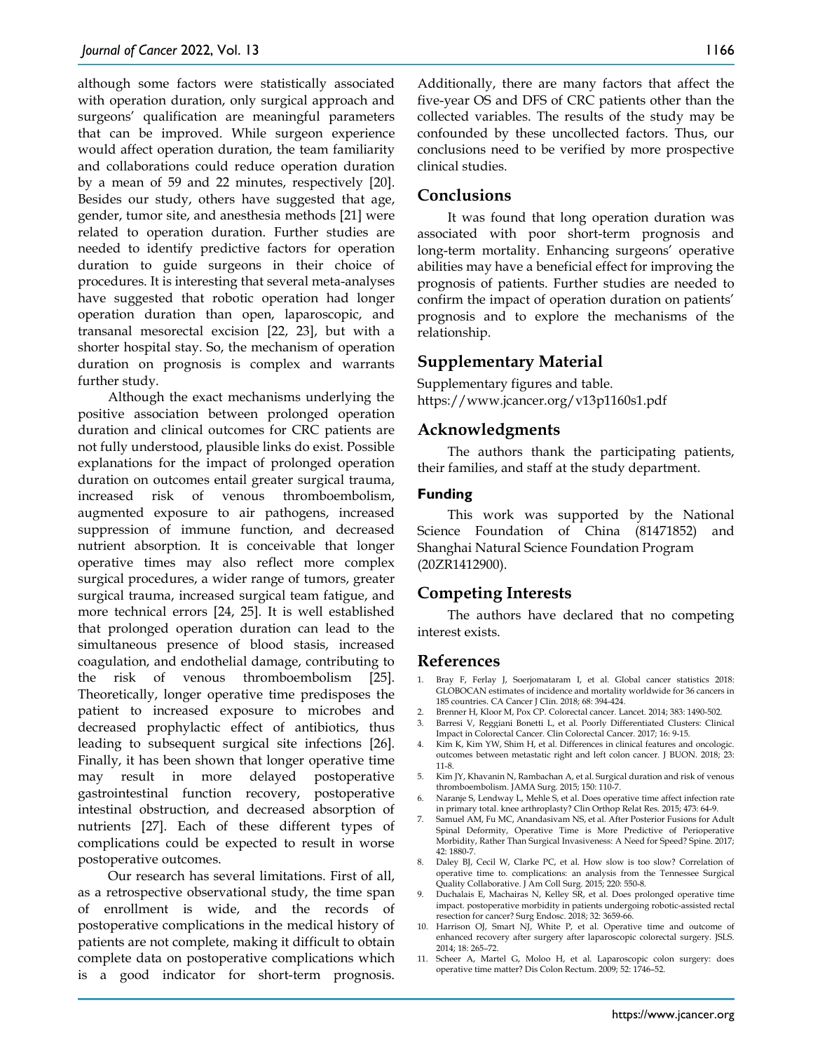although some factors were statistically associated with operation duration, only surgical approach and surgeons' qualification are meaningful parameters that can be improved. While surgeon experience would affect operation duration, the team familiarity and collaborations could reduce operation duration by a mean of 59 and 22 minutes, respectively [20]. Besides our study, others have suggested that age, gender, tumor site, and anesthesia methods [21] were related to operation duration. Further studies are needed to identify predictive factors for operation duration to guide surgeons in their choice of procedures. It is interesting that several meta-analyses have suggested that robotic operation had longer operation duration than open, laparoscopic, and transanal mesorectal excision [22, 23], but with a shorter hospital stay. So, the mechanism of operation duration on prognosis is complex and warrants further study.

Although the exact mechanisms underlying the positive association between prolonged operation duration and clinical outcomes for CRC patients are not fully understood, plausible links do exist. Possible explanations for the impact of prolonged operation duration on outcomes entail greater surgical trauma, increased risk of venous thromboembolism, augmented exposure to air pathogens, increased suppression of immune function, and decreased nutrient absorption. It is conceivable that longer operative times may also reflect more complex surgical procedures, a wider range of tumors, greater surgical trauma, increased surgical team fatigue, and more technical errors [24, 25]. It is well established that prolonged operation duration can lead to the simultaneous presence of blood stasis, increased coagulation, and endothelial damage, contributing to the risk of venous thromboembolism [25]. Theoretically, longer operative time predisposes the patient to increased exposure to microbes and decreased prophylactic effect of antibiotics, thus leading to subsequent surgical site infections [26]. Finally, it has been shown that longer operative time may result in more delayed postoperative gastrointestinal function recovery, postoperative intestinal obstruction, and decreased absorption of nutrients [27]. Each of these different types of complications could be expected to result in worse postoperative outcomes.

Our research has several limitations. First of all, as a retrospective observational study, the time span of enrollment is wide, and the records of postoperative complications in the medical history of patients are not complete, making it difficult to obtain complete data on postoperative complications which is a good indicator for short-term prognosis. Additionally, there are many factors that affect the five-year OS and DFS of CRC patients other than the collected variables. The results of the study may be confounded by these uncollected factors. Thus, our conclusions need to be verified by more prospective clinical studies.

## Conclusions

It was found that long operation duration was associated with poor short-term prognosis and long-term mortality. Enhancing surgeons' operative abilities may have a beneficial effect for improving the prognosis of patients. Further studies are needed to confirm the impact of operation duration on patients' prognosis and to explore the mechanisms of the relationship.

## Supplementary Material

Supplementary figures and table.
https://www.jcancer.org/v13p1160s1.pdf

## Acknowledgments

The authors thank the participating patients, their families, and staff at the study department.

### Funding

This work was supported by the National Science Foundation of China (81471852) and Shanghai Natural Science Foundation Program (20ZR1412900).

## Competing Interests

The authors have declared that no competing interest exists.

## References

1. Bray F, Ferlay J, Soerjomataram I, et al. Global cancer statistics 2018: GLOBOCAN estimates of incidence and mortality worldwide for 36 cancers in 185 countries. CA Cancer J Clin. 2018; 68: 394-424.
2. Brenner H, Kloor M, Pox CP. Colorectal cancer. Lancet. 2014; 383: 1490-502.
3. Barresi V, Reggiani Bonetti L, et al. Poorly Differentiated Clusters: Clinical Impact in Colorectal Cancer. Clin Colorectal Cancer. 2017; 16: 9-15.
4. Kim K, Kim YW, Shim H, et al. Differences in clinical features and oncologic. outcomes between metastatic right and left colon cancer. J BUON. 2018; 23: 11-8.
5. Kim JY, Khavanin N, Rambachan A, et al. Surgical duration and risk of venous thromboembolism. JAMA Surg. 2015; 150: 110-7.
6. Naranje S, Lendway L, Mehle S, et al. Does operative time affect infection rate in primary total. knee arthroplasty? Clin Orthop Relat Res. 2015; 473: 64-9.
7. Samuel AM, Fu MC, Anandasivam NS, et al. After Posterior Fusions for Adult Spinal Deformity, Operative Time is More Predictive of Perioperative Morbidity, Rather Than Surgical Invasiveness: A Need for Speed? Spine. 2017; 42: 1880-7.
8. Daley BJ, Cecil W, Clarke PC, et al. How slow is too slow? Correlation of operative time to. complications: an analysis from the Tennessee Surgical Quality Collaborative. J Am Coll Surg. 2015; 220: 550-8.
9. Duchalais E, Machairas N, Kelley SR, et al. Does prolonged operative time impact. postoperative morbidity in patients undergoing robotic-assisted rectal resection for cancer? Surg Endosc. 2018; 32: 3659-66.
10. Harrison OJ, Smart NJ, White P, et al. Operative time and outcome of enhanced recovery after surgery after laparoscopic colorectal surgery. JSLS. 2014; 18: 265–72.
11. Scheer A, Martel G, Moloo H, et al. Laparoscopic colon surgery: does operative time matter? Dis Colon Rectum. 2009; 52: 1746–52.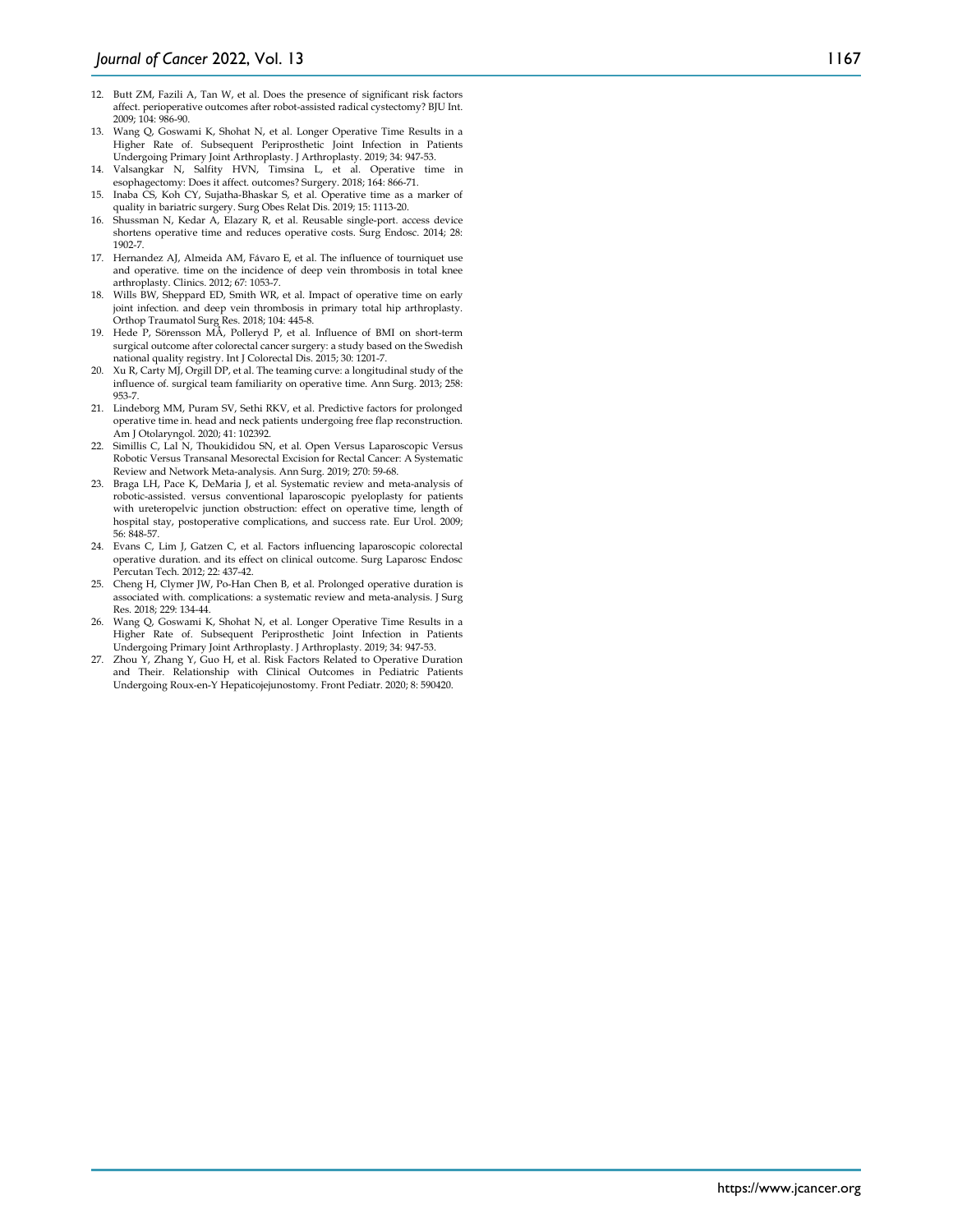12. Butt ZM, Fazili A, Tan W, et al. Does the presence of significant risk factors affect. perioperative outcomes after robot-assisted radical cystectomy? BJU Int. 2009; 104: 986-90.
13. Wang Q, Goswami K, Shohat N, et al. Longer Operative Time Results in a Higher Rate of. Subsequent Periprosthetic Joint Infection in Patients Undergoing Primary Joint Arthroplasty. J Arthroplasty. 2019; 34: 947-53.
14. Valsangkar N, Salfity HVN, Timsina L, et al. Operative time in esophagectomy: Does it affect. outcomes? Surgery. 2018; 164: 866-71.
15. Inaba CS, Koh CY, Sujatha-Bhaskar S, et al. Operative time as a marker of quality in bariatric surgery. Surg Obes Relat Dis. 2019; 15: 1113-20.
16. Shussman N, Kedar A, Elazary R, et al. Reusable single-port. access device shortens operative time and reduces operative costs. Surg Endosc. 2014; 28: 1902-7.
17. Hernandez AJ, Almeida AM, Fávaro E, et al. The influence of tourniquet use and operative. time on the incidence of deep vein thrombosis in total knee arthroplasty. Clinics. 2012; 67: 1053-7.
18. Wills BW, Sheppard ED, Smith WR, et al. Impact of operative time on early joint infection. and deep vein thrombosis in primary total hip arthroplasty. Orthop Traumatol Surg Res. 2018; 104: 445-8.
19. Hede P, Sörensson MÅ, Polleryd P, et al. Influence of BMI on short-term surgical outcome after colorectal cancer surgery: a study based on the Swedish national quality registry. Int J Colorectal Dis. 2015; 30: 1201-7.
20. Xu R, Carty MJ, Orgill DP, et al. The teaming curve: a longitudinal study of the influence of. surgical team familiarity on operative time. Ann Surg. 2013; 258: 953-7.
21. Lindeborg MM, Puram SV, Sethi RKV, et al. Predictive factors for prolonged operative time in. head and neck patients undergoing free flap reconstruction. Am J Otolaryngol. 2020; 41: 102392.
22. Simillis C, Lal N, Thoukididou SN, et al. Open Versus Laparoscopic Versus Robotic Versus Transanal Mesorectal Excision for Rectal Cancer: A Systematic Review and Network Meta-analysis. Ann Surg. 2019; 270: 59-68.
23. Braga LH, Pace K, DeMaria J, et al. Systematic review and meta-analysis of robotic-assisted. versus conventional laparoscopic pyeloplasty for patients with ureteropelvic junction obstruction: effect on operative time, length of hospital stay, postoperative complications, and success rate. Eur Urol. 2009; 56: 848-57.
24. Evans C, Lim J, Gatzen C, et al. Factors influencing laparoscopic colorectal operative duration. and its effect on clinical outcome. Surg Laparosc Endosc Percutan Tech. 2012; 22: 437-42.
25. Cheng H, Clymer JW, Po-Han Chen B, et al. Prolonged operative duration is associated with. complications: a systematic review and meta-analysis. J Surg Res. 2018; 229: 134-44.
26. Wang Q, Goswami K, Shohat N, et al. Longer Operative Time Results in a Higher Rate of. Subsequent Periprosthetic Joint Infection in Patients Undergoing Primary Joint Arthroplasty. J Arthroplasty. 2019; 34: 947-53.
27. Zhou Y, Zhang Y, Guo H, et al. Risk Factors Related to Operative Duration and Their. Relationship with Clinical Outcomes in Pediatric Patients Undergoing Roux-en-Y Hepaticojejunostomy. Front Pediatr. 2020; 8: 590420.